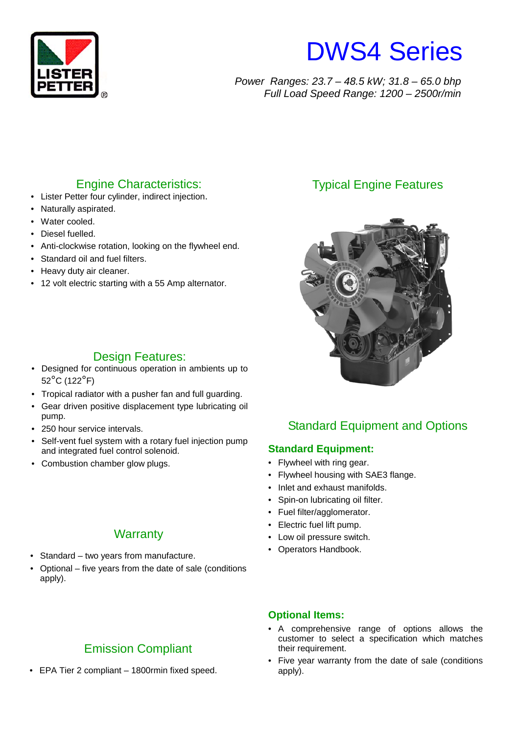# DWS4 Series

*Power Ranges: 23.7 – 48.5 kW; 31.8 – 65.0 bhp*
*Full Load Speed Range: 1200 – 2500r/min*

## Engine Characteristics:

- Lister Petter four cylinder, indirect injection.
- Naturally aspirated.
- Water cooled.
- Diesel fuelled.
- Anti-clockwise rotation, looking on the flywheel end.
- Standard oil and fuel filters.
- Heavy duty air cleaner.
- 12 volt electric starting with a 55 Amp alternator.

## Design Features:

- Designed for continuous operation in ambients up to 52°C (122°F)
- Tropical radiator with a pusher fan and full guarding.
- Gear driven positive displacement type lubricating oil pump.
- 250 hour service intervals.
- Self-vent fuel system with a rotary fuel injection pump and integrated fuel control solenoid.
- Combustion chamber glow plugs.

## Warranty

- Standard – two years from manufacture.
- Optional – five years from the date of sale (conditions apply).

## Emission Compliant

- EPA Tier 2 compliant – 1800rmin fixed speed.

## Typical Engine Features

## Standard Equipment and Options

### Standard Equipment:

- Flywheel with ring gear.
- Flywheel housing with SAE3 flange.
- Inlet and exhaust manifolds.
- Spin-on lubricating oil filter.
- Fuel filter/agglomerator.
- Electric fuel lift pump.
- Low oil pressure switch.
- Operators Handbook.

### Optional Items:

- A comprehensive range of options allows the customer to select a specification which matches their requirement.
- Five year warranty from the date of sale (conditions apply).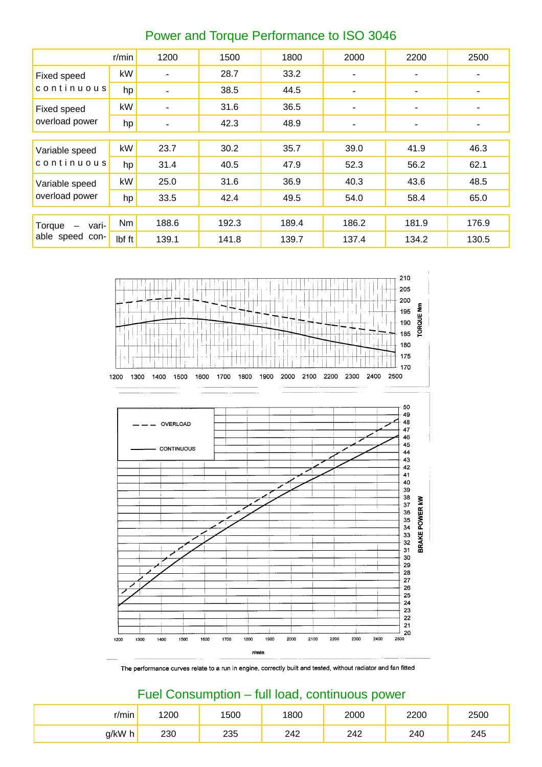## Power and Torque Performance to ISO 3046

| | r/min | 1200 | 1500 | 1800 | 2000 | 2200 | 2500 |
|---|---|---|---|---|---|---|---|
| Fixed speed continuous | kW | - | 28.7 | 33.2 | - | - | - |
| | hp | - | 38.5 | 44.5 | - | - | - |
| Fixed speed overload power | kW | - | 31.6 | 36.5 | - | - | - |
| | hp | - | 42.3 | 48.9 | - | - | - |
| Variable speed continuous | kW | 23.7 | 30.2 | 35.7 | 39.0 | 41.9 | 46.3 |
| | hp | 31.4 | 40.5 | 47.9 | 52.3 | 56.2 | 62.1 |
| Variable speed overload power | kW | 25.0 | 31.6 | 36.9 | 40.3 | 43.6 | 48.5 |
| | hp | 33.5 | 42.4 | 49.5 | 54.0 | 58.4 | 65.0 |
| Torque – variable speed con- | Nm | 188.6 | 192.3 | 189.4 | 186.2 | 181.9 | 176.9 |
| | lbf ft | 139.1 | 141.8 | 139.7 | 137.4 | 134.2 | 130.5 |

The performance curves relate to a run in engine, correctly built and tested, without radiator and fan fitted

## Fuel Consumption – full load, continuous power

| r/min | 1200 | 1500 | 1800 | 2000 | 2200 | 2500 |
|---|---|---|---|---|---|---|
| g/kW h | 230 | 235 | 242 | 242 | 240 | 245 |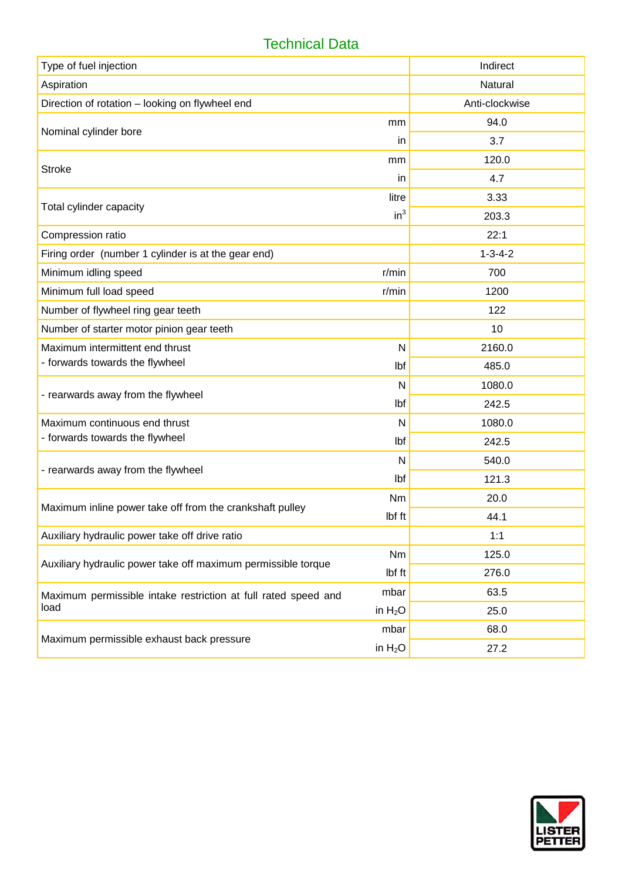## Technical Data

| Parameter | Unit | Value |
|---|---|---|
| Type of fuel injection | | Indirect |
| Aspiration | | Natural |
| Direction of rotation – looking on flywheel end | | Anti-clockwise |
| Nominal cylinder bore | mm | 94.0 |
| | in | 3.7 |
| Stroke | mm | 120.0 |
| | in | 4.7 |
| Total cylinder capacity | litre | 3.33 |
| | $in^3$ | 203.3 |
| Compression ratio | | 22:1 |
| Firing order (number 1 cylinder is at the gear end) | | 1-3-4-2 |
| Minimum idling speed | r/min | 700 |
| Minimum full load speed | r/min | 1200 |
| Number of flywheel ring gear teeth | | 122 |
| Number of starter motor pinion gear teeth | | 10 |
| Maximum intermittent end thrust - forwards towards the flywheel | N | 2160.0 |
| | lbf | 485.0 |
| - rearwards away from the flywheel | N | 1080.0 |
| | lbf | 242.5 |
| Maximum continuous end thrust - forwards towards the flywheel | N | 1080.0 |
| | lbf | 242.5 |
| - rearwards away from the flywheel | N | 540.0 |
| | lbf | 121.3 |
| Maximum inline power take off from the crankshaft pulley | Nm | 20.0 |
| | lbf ft | 44.1 |
| Auxiliary hydraulic power take off drive ratio | | 1:1 |
| Auxiliary hydraulic power take off maximum permissible torque | Nm | 125.0 |
| | lbf ft | 276.0 |
| Maximum permissible intake restriction at full rated speed and load | mbar | 63.5 |
| | in $H_2O$ | 25.0 |
| Maximum permissible exhaust back pressure | mbar | 68.0 |
| | in $H_2O$ | 27.2 |

LISTER PETTER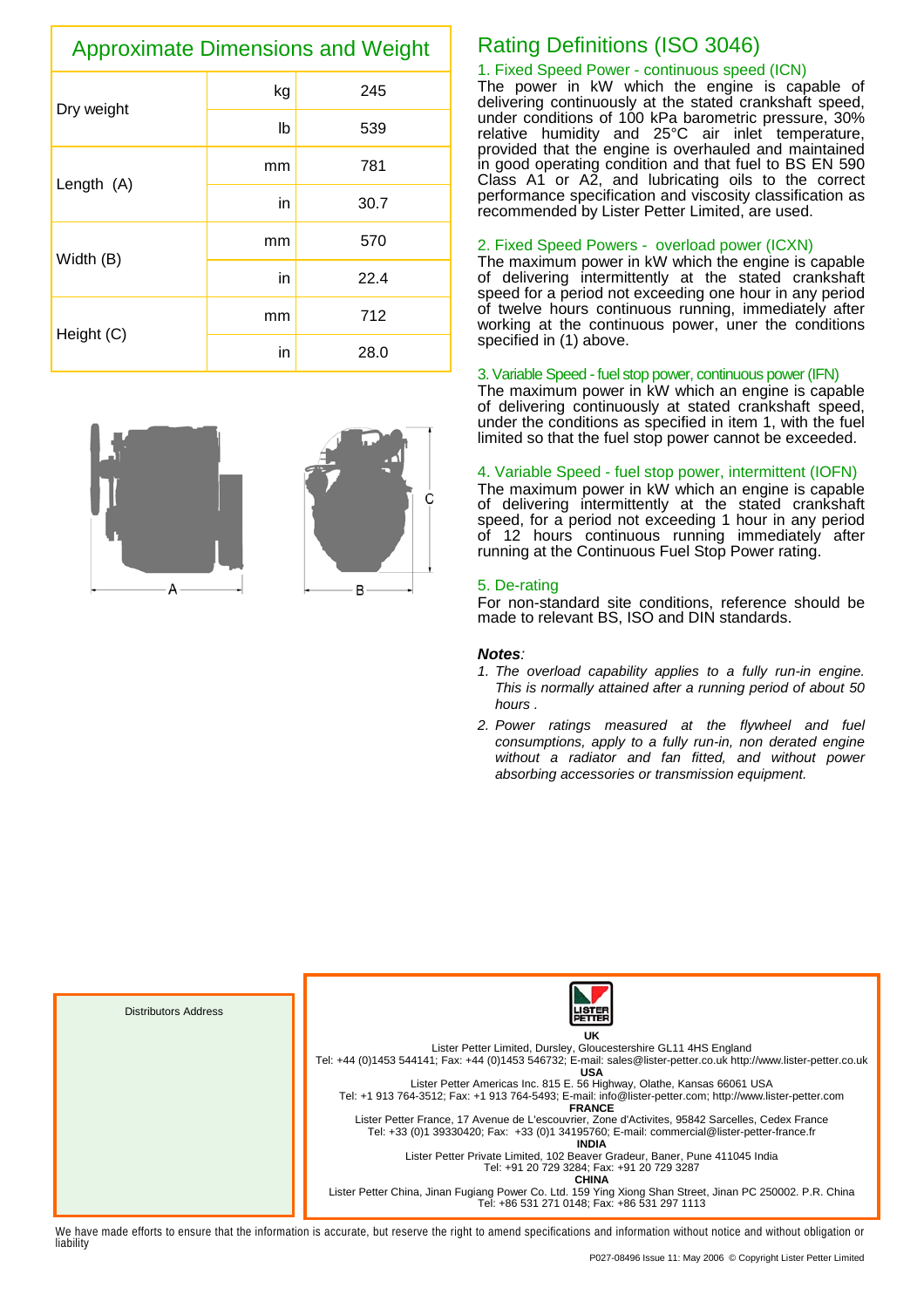## Approximate Dimensions and Weight

| | | |
|---|---|---|
| Dry weight | kg | 245 |
| | lb | 539 |
| Length (A) | mm | 781 |
| | in | 30.7 |
| Width (B) | mm | 570 |
| | in | 22.4 |
| Height (C) | mm | 712 |
| | in | 28.0 |

A

B

C

## Rating Definitions (ISO 3046)

### 1. Fixed Speed Power - continuous speed (ICN)

The power in kW which the engine is capable of delivering continuously at the stated crankshaft speed, under conditions of 100 kPa barometric pressure, 30% relative humidity and 25°C air inlet temperature, provided that the engine is overhauled and maintained in good operating condition and that fuel to BS EN 590 Class A1 or A2, and lubricating oils to the correct performance specification and viscosity classification as recommended by Lister Petter Limited, are used.

### 2. Fixed Speed Powers - overload power (ICXN)

The maximum power in kW which the engine is capable of delivering intermittently at the stated crankshaft speed for a period not exceeding one hour in any period of twelve hours continuous running, immediately after working at the continuous power, uner the conditions specified in (1) above.

### 3. Variable Speed - fuel stop power, continuous power (IFN)

The maximum power in kW which an engine is capable of delivering continuously at stated crankshaft speed, under the conditions as specified in item 1, with the fuel limited so that the fuel stop power cannot be exceeded.

### 4. Variable Speed - fuel stop power, intermittent (IOFN)

The maximum power in kW which an engine is capable of delivering intermittently at the stated crankshaft speed, for a period not exceeding 1 hour in any period of 12 hours continuous running immediately after running at the Continuous Fuel Stop Power rating.

### 5. De-rating

For non-standard site conditions, reference should be made to relevant BS, ISO and DIN standards.

***Notes**:*

1. *The overload capability applies to a fully run-in engine. This is normally attained after a running period of about 50 hours .*
2. *Power ratings measured at the flywheel and fuel consumptions, apply to a fully run-in, non derated engine without a radiator and fan fitted, and without power absorbing accessories or transmission equipment.*

Distributors Address

LISTER PETTER

**UK**
Lister Petter Limited, Dursley, Gloucestershire GL11 4HS England
Tel: +44 (0)1453 544141; Fax: +44 (0)1453 546732; E-mail: sales@lister-petter.co.uk http://www.lister-petter.co.uk

**USA**
Lister Petter Americas Inc. 815 E. 56 Highway, Olathe, Kansas 66061 USA
Tel: +1 913 764-3512; Fax: +1 913 764-5493; E-mail: info@lister-petter.com; http://www.lister-petter.com

**FRANCE**
Lister Petter France, 17 Avenue de L'escouvrier, Zone d'Activites, 95842 Sarcelles, Cedex France
Tel: +33 (0)1 39330420; Fax: +33 (0)1 34195760; E-mail: commercial@lister-petter-france.fr

**INDIA**
Lister Petter Private Limited, 102 Beaver Gradeur, Baner, Pune 411045 India
Tel: +91 20 729 3284; Fax: +91 20 729 3287

**CHINA**
Lister Petter China, Jinan Fugiang Power Co. Ltd. 159 Ying Xiong Shan Street, Jinan PC 250002. P.R. China
Tel: +86 531 271 0148; Fax: +86 531 297 1113

We have made efforts to ensure that the information is accurate, but reserve the right to amend specifications and information without notice and without obligation or liability

P027-08496 Issue 11: May 2006 © Copyright Lister Petter Limited